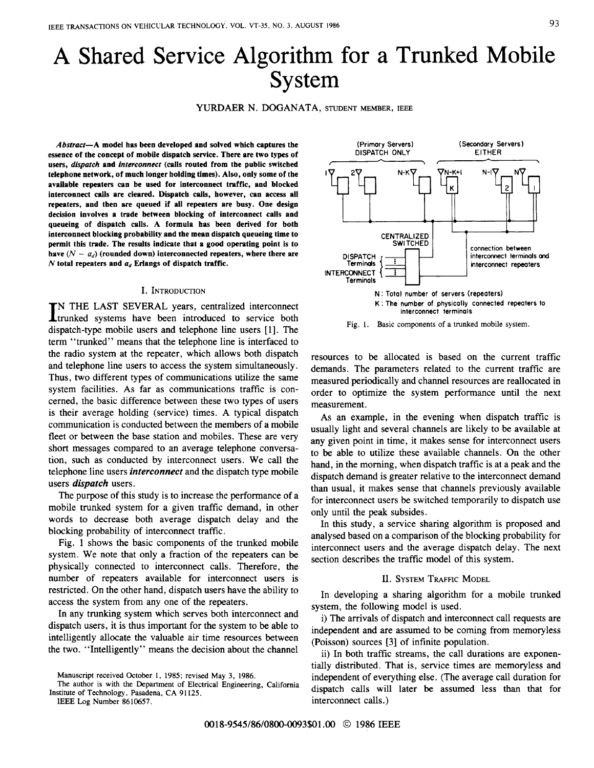# A Shared Service Algorithm for a Trunked Mobile System

YURDAER N. DOGANATA, STUDENT MEMBER, IEEE

***Abstract*—A model has been developed and solved which captures the essence of the concept of mobile dispatch service. There are two types of users, *dispatch* and *interconnect* (calls routed from the public switched telephone network, of much longer holding times). Also, only some of the available repeaters can be used for interconnect traffic, and blocked interconnect calls are cleared. Dispatch calls, however, can access all repeaters, and then are queued if all repeaters are busy. One design decision involves a trade between blocking of interconnect calls and queueing of dispatch calls. A formula has been derived for both interconnect blocking probability and the mean dispatch queueing time to permit this trade. The results indicate that a good operating point is to have ($N - a_d$) (rounded down) interconnected repeaters, where there are $N$ total repeaters and $a_d$ Erlangs of dispatch traffic.**

## I. Introduction

IN THE LAST SEVERAL years, centralized interconnect trunked systems have been introduced to service both dispatch-type mobile users and telephone line users [1]. The term "trunked" means that the telephone line is interfaced to the radio system at the repeater, which allows both dispatch and telephone line users to access the system simultaneously. Thus, two different types of communications utilize the same system facilities. As far as communications traffic is concerned, the basic difference between these two types of users is their average holding (service) times. A typical dispatch communication is conducted between the members of a mobile fleet or between the base station and mobiles. These are very short messages compared to an average telephone conversation, such as conducted by interconnect users. We call the telephone line users ***interconnect*** and the dispatch type mobile users ***dispatch*** users.

The purpose of this study is to increase the performance of a mobile trunked system for a given traffic demand, in other words to decrease both average dispatch delay and the blocking probability of interconnect traffic.

Fig. 1 shows the basic components of the trunked mobile system. We note that only a fraction of the repeaters can be physically connected to interconnect calls. Therefore, the number of repeaters available for interconnect users is restricted. On the other hand, dispatch users have the ability to access the system from any one of the repeaters.

In any trunking system which serves both interconnect and dispatch users, it is thus important for the system to be able to intelligently allocate the valuable air time resources between the two. "Intelligently" means the decision about the channel resources to be allocated is based on the current traffic demands. The parameters related to the current traffic are measured periodically and channel resources are reallocated in order to optimize the system performance until the next measurement.

(Primary Servers) DISPATCH ONLY — (Secondary Servers) EITHER

CENTRALIZED SWITCHED; DISPATCH Terminals; INTERCONNECT Terminals; connection between interconnect terminals and interconnect repeaters

N: Total number of servers (repeaters)
K: The number of physically connected repeaters to interconnect terminals

Fig. 1. Basic components of a trunked mobile system.

As an example, in the evening when dispatch traffic is usually light and several channels are likely to be available at any given point in time, it makes sense for interconnect users to be able to utilize these available channels. On the other hand, in the morning, when dispatch traffic is at a peak and the dispatch demand is greater relative to the interconnect demand than usual, it makes sense that channels previously available for interconnect users be switched temporarily to dispatch use only until the peak subsides.

In this study, a service sharing algorithm is proposed and analysed based on a comparison of the blocking probability for interconnect users and the average dispatch delay. The next section describes the traffic model of this system.

## II. System Traffic Model

In developing a sharing algorithm for a mobile trunked system, the following model is used.

i) The arrivals of dispatch and interconnect call requests are independent and are assumed to be coming from memoryless (Poisson) sources [3] of infinite population.

ii) In both traffic streams, the call durations are exponentially distributed. That is, service times are memoryless and independent of everything else. (The average call duration for dispatch calls will later be assumed less than that for interconnect calls.)

Manuscript received October 1, 1985; revised May 3, 1986.

The author is with the Department of Electrical Engineering, California Institute of Technology, Pasadena, CA 91125.

IEEE Log Number 8610657.

0018-9545/86/0800-0093$01.00 © 1986 IEEE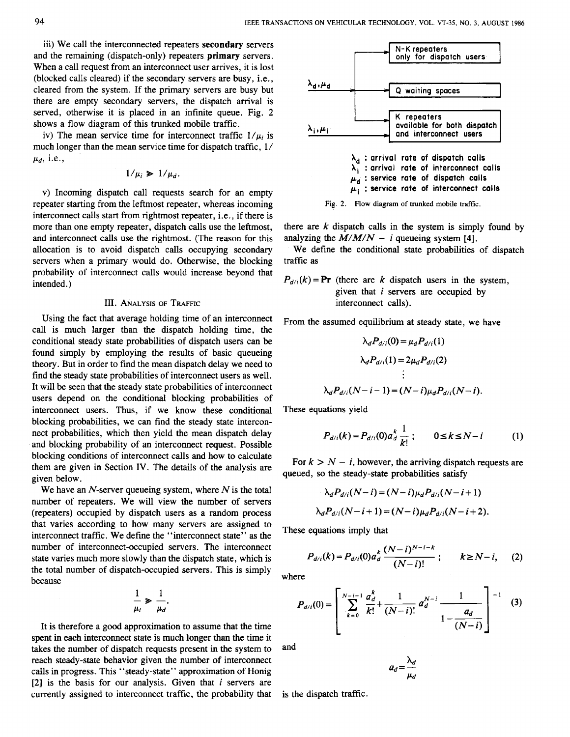iii) We call the interconnected repeaters **secondary** servers and the remaining (dispatch-only) repeaters **primary** servers. When a call request from an interconnect user arrives, it is lost (blocked calls cleared) if the secondary servers are busy, i.e., cleared from the system. If the primary servers are busy but there are empty secondary servers, the dispatch arrival is served, otherwise it is placed in an infinite queue. Fig. 2 shows a flow diagram of this trunked mobile traffic.

iv) The mean service time for interconnect traffic $1/\mu_i$ is much longer than the mean service time for dispatch traffic, $1/\mu_d$, i.e.,

$$1/\mu_i \gg 1/\mu_d.$$

v) Incoming dispatch call requests search for an empty repeater starting from the leftmost repeater, whereas incoming interconnect calls start from rightmost repeater, i.e., if there is more than one empty repeater, dispatch calls use the leftmost, and interconnect calls use the rightmost. (The reason for this allocation is to avoid dispatch calls occupying secondary servers when a primary would do. Otherwise, the blocking probability of interconnect calls would increase beyond that intended.)

N-K repeaters only for dispatch users

$\lambda_d, \mu_d$

Q waiting spaces

K repeaters available for both dispatch and interconnect users

$\lambda_i, \mu_i$

$\lambda_d$ : arrival rate of dispatch calls
$\lambda_i$ : arrival rate of interconnect calls
$\mu_d$ : service rate of dispatch calls
$\mu_i$ : service rate of interconnect calls

Fig. 2. Flow diagram of trunked mobile traffic.

## III. Analysis of Traffic

Using the fact that average holding time of an interconnect call is much larger than the dispatch holding time, the conditional steady state probabilities of dispatch users can be found simply by employing the results of basic queueing theory. But in order to find the mean dispatch delay we need to find the steady state probabilities of interconnect users as well. It will be seen that the steady state probabilities of interconnect users depend on the conditional blocking probabilities of interconnect users. Thus, if we know these conditional blocking probabilities, we can find the steady state interconnect probabilities, which then yield the mean dispatch delay and blocking probability of an interconnect request. Possible blocking conditions of interconnect calls and how to calculate them are given in Section IV. The details of the analysis are given below.

We have an $N$-server queueing system, where $N$ is the total number of repeaters. We will view the number of servers (repeaters) occupied by dispatch users as a random process that varies according to how many servers are assigned to interconnect traffic. We define the "interconnect state" as the number of interconnect-occupied servers. The interconnect state varies much more slowly than the dispatch state, which is the total number of dispatch-occupied servers. This is simply because

$$\frac{1}{\mu_i} \gg \frac{1}{\mu_d}.$$

It is therefore a good approximation to assume that the time spent in each interconnect state is much longer than the time it takes the number of dispatch requests present in the system to reach steady-state behavior given the number of interconnect calls in progress. This "steady-state" approximation of Honig [2] is the basis for our analysis. Given that $i$ servers are currently assigned to interconnect traffic, the probability that there are $k$ dispatch calls in the system is simply found by analyzing the $M/M/N - i$ queueing system [4].

We define the conditional state probabilities of dispatch traffic as

$P_{d/i}(k) = \mathbf{Pr}$ (there are $k$ dispatch users in the system, given that $i$ servers are occupied by interconnect calls).

From the assumed equilibrium at steady state, we have

$$\lambda_d P_{d/i}(0) = \mu_d P_{d/i}(1)$$

$$\lambda_d P_{d/i}(1) = 2\mu_d P_{d/i}(2)$$

$$\vdots$$

$$\lambda_d P_{d/i}(N-i-1) = (N-i)\mu_d P_{d/i}(N-i).$$

These equations yield

$$P_{d/i}(k) = P_{d/i}(0) a_d^k \frac{1}{k!}; \qquad 0 \le k \le N-i \tag{1}$$

For $k > N - i$, however, the arriving dispatch requests are queued, so the steady-state probabilities satisfy

$$\lambda_d P_{d/i}(N-i) = (N-i)\mu_d P_{d/i}(N-i+1)$$

$$\lambda_d P_{d/i}(N-i+1) = (N-i)\mu_d P_{d/i}(N-i+2).$$

These equations imply that

$$P_{d/i}(k) = P_{d/i}(0) a_d^k \frac{(N-i)^{N-i-k}}{(N-i)!}; \qquad k \ge N-i, \tag{2}$$

where

$$P_{d/i}(0) = \left[ \sum_{k=0}^{N-i-1} \frac{a_d^k}{k!} + \frac{1}{(N-i)!} a_d^{N-i} \frac{1}{1 - \dfrac{a_d}{(N-i)}} \right]^{-1} \tag{3}$$

and

$$a_d = \frac{\lambda_d}{\mu_d}$$

is the dispatch traffic.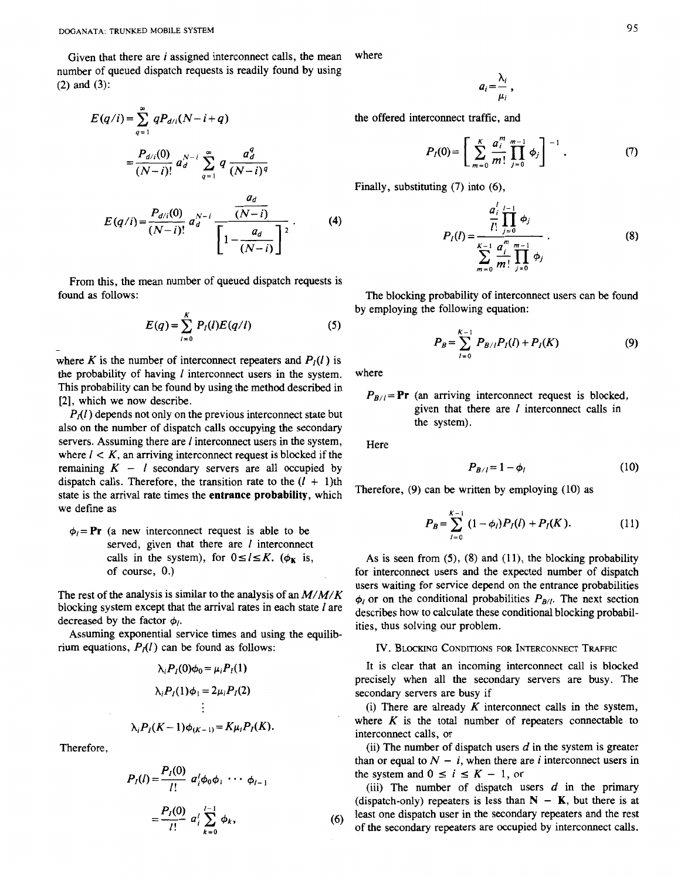Given that there are $i$ assigned interconnect calls, the mean number of queued dispatch requests is readily found by using (2) and (3):

$$E(q/i) = \sum_{q=1}^{\infty} q P_{d/i}(N-i+q)$$

$$= \frac{P_{d/i}(0)}{(N-i)!} a_d^{N-i} \sum_{q=1}^{\infty} q \frac{a_d^q}{(N-i)^q}$$

$$E(q/i) = \frac{P_{d/i}(0)}{(N-i)!} a_d^{N-i} \frac{\dfrac{a_d}{(N-i)}}{\left[1 - \dfrac{a_d}{(N-i)}\right]^2}. \tag{4}$$

From this, the mean number of queued dispatch requests is found as follows:

$$E(q) = \sum_{l=0}^{K} P_I(l) E(q/l) \tag{5}$$

where $K$ is the number of interconnect repeaters and $P_I(l)$ is the probability of having $l$ interconnect users in the system. This probability can be found by using the method described in [2], which we now describe.

$P_I(l)$ depends not only on the previous interconnect state but also on the number of dispatch calls occupying the secondary servers. Assuming there are $l$ interconnect users in the system, where $l < K$, an arriving interconnect request is blocked if the remaining $K - l$ secondary servers are all occupied by dispatch calls. Therefore, the transition rate to the $(l+1)$th state is the arrival rate times the **entrance probability**, which we define as

$\phi_l =$ **Pr** (a new interconnect request is able to be served, given that there are $l$ interconnect calls in the system), for $0 \le l \le K$. ($\phi_K$ is, of course, 0.)

The rest of the analysis is similar to the analysis of an $M/M/K$ blocking system except that the arrival rates in each state $l$ are decreased by the factor $\phi_l$.

Assuming exponential service times and using the equilibrium equations, $P_I(l)$ can be found as follows:

$$\lambda_i P_I(0)\phi_0 = \mu_i P_I(1)$$

$$\lambda_i P_I(1)\phi_1 = 2\mu_i P_I(2)$$

$$\vdots$$

$$\lambda_i P_I(K-1)\phi_{(K-1)} = K\mu_i P_I(K).$$

Therefore,

$$P_I(l) = \frac{P_I(0)}{l!} a_i^l \phi_0 \phi_1 \cdots \phi_{l-1}$$

$$= \frac{P_I(0)}{l!} a_i^l \sum_{k=0}^{l-1} \phi_k, \tag{6}$$

where

$$a_i = \frac{\lambda_i}{\mu_i},$$

the offered interconnect traffic, and

$$P_I(0) = \left[ \sum_{m=0}^{K} \frac{a_i^m}{m!} \prod_{j=0}^{m-1} \phi_j \right]^{-1}. \tag{7}$$

Finally, substituting (7) into (6),

$$P_I(l) = \frac{\dfrac{a_i^l}{l!} \displaystyle\prod_{j=0}^{l-1} \phi_j}{\displaystyle\sum_{m=0}^{K-1} \frac{a_i^m}{m!} \prod_{j=0}^{m-1} \phi_j}. \tag{8}$$

The blocking probability of interconnect users can be found by employing the following equation:

$$P_B = \sum_{l=0}^{K-1} P_{B/l} P_I(l) + P_I(K) \tag{9}$$

where

$P_{B/l} =$ **Pr** (an arriving interconnect request is blocked, given that there are $l$ interconnect calls in the system).

Here

$$P_{B/l} = 1 - \phi_l \tag{10}$$

Therefore, (9) can be written by employing (10) as

$$P_B = \sum_{l=0}^{K-1} (1 - \phi_l) P_I(l) + P_I(K). \tag{11}$$

As is seen from (5), (8) and (11), the blocking probability for interconnect users and the expected number of dispatch users waiting for service depend on the entrance probabilities $\phi_l$ or on the conditional probabilities $P_{B/l}$. The next section describes how to calculate these conditional blocking probabilities, thus solving our problem.

## IV. Blocking Conditions for Interconnect Traffic

It is clear that an incoming interconnect call is blocked precisely when all the secondary servers are busy. The secondary servers are busy if

(i) There are already $K$ interconnect calls in the system, where $K$ is the total number of repeaters connectable to interconnect calls, or

(ii) The number of dispatch users $d$ in the system is greater than or equal to $N - i$, when there are $i$ interconnect users in the system and $0 \le i \le K - 1$, or

(iii) The number of dispatch users $d$ in the primary (dispatch-only) repeaters is less than $\mathbf{N} - \mathbf{K}$, but there is at least one dispatch user in the secondary repeaters and the rest of the secondary repeaters are occupied by interconnect calls.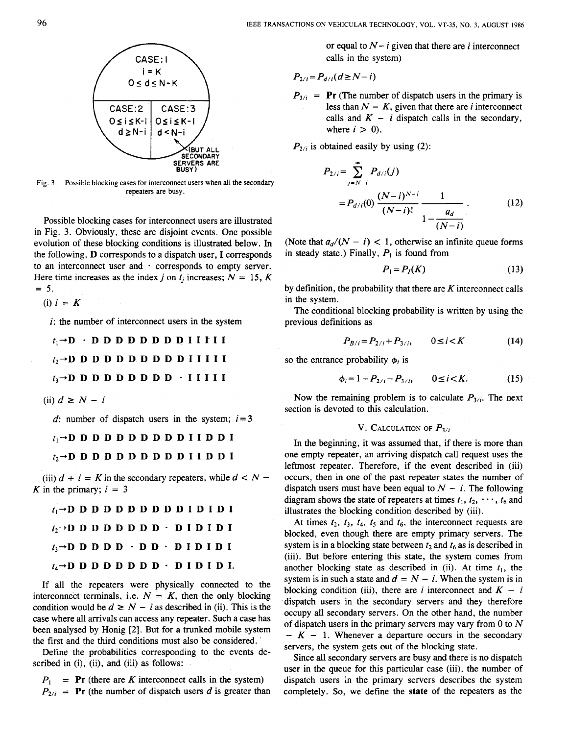CASE: 1 — $i = K$, $0 \le d \le N-K$

CASE: 2 — $0 \le i \le K-1$, $d \ge N-i$

CASE: 3 — $0 \le i \le K-1$, $d < N-i$ (BUT ALL SECONDARY SERVERS ARE BUSY)

Fig. 3. Possible blocking cases for interconnect users when all the secondary repeaters are busy.

Possible blocking cases for interconnect users are illustrated in Fig. 3. Obviously, these are disjoint events. One possible evolution of these blocking conditions is illustrated below. In the following, **D** corresponds to a dispatch user, **I** corresponds to an interconnect user and · corresponds to empty server. Here time increases as the index $j$ on $t_j$ increases; $N = 15$, $K = 5$.

(i) $i = K$

$i$: the number of interconnect users in the system

$t_1 \rightarrow$ **D · D D D D D D D D I I I I I**

$t_2 \rightarrow$ **D D D D D D D D D D I I I I I**

$t_3 \rightarrow$ **D D D D D D D D D · I I I I I**

(ii) $d \ge N - i$

$d$: number of dispatch users in the system; $i = 3$

$t_1 \rightarrow$ **D D D D D D D D D D I I D D I**

$t_2 \rightarrow$ **D D D D D D D D D D I I D D I**

(iii) $d + i = K$ in the secondary repeaters, while $d < N - K$ in the primary; $i = 3$

$t_1 \rightarrow$ **D D D D D D D D D D I D I D I**

$t_2 \rightarrow$ **D D D D D D D D · D I D I D I**

$t_3 \rightarrow$ **D D D D D · D D · D I D I D I**

$t_4 \rightarrow$ **D D D D D D D D · D I D I D I.**

If all the repeaters were physically connected to the interconnect terminals, i.e. $N = K$, then the only blocking condition would be $d \ge N - i$ as described in (ii). This is the case where all arrivals can access any repeater. Such a case has been analysed by Honig [2]. But for a trunked mobile system the first and the third conditions must also be considered.

Define the probabilities corresponding to the events described in (i), (ii), and (iii) as follows:

$P_1$ = **Pr** (there are $K$ interconnect calls in the system)

$P_{2/i}$ = **Pr** (the number of dispatch users $d$ is greater than or equal to $N - i$ given that there are $i$ interconnect calls in the system)

$$P_{2/i} = P_{d/i}(d \ge N - i)$$

$P_{3/i}$ = **Pr** (The number of dispatch users in the primary is less than $N - K$, given that there are $i$ interconnect calls and $K - i$ dispatch calls in the secondary, where $i > 0$).

$P_{2/i}$ is obtained easily by using (2):

$$P_{2/i} = \sum_{j=N-i}^{\infty} P_{d/i}(j) = P_{d/i}(0) \frac{(N-i)^{N-i}}{(N-i)!} \frac{1}{1 - \dfrac{a_d}{(N-i)}}. \tag{12}$$

(Note that $a_d/(N - i) < 1$, otherwise an infinite queue forms in steady state.) Finally, $P_1$ is found from

$$P_1 = P_I(K) \tag{13}$$

by definition, the probability that there are $K$ interconnect calls in the system.

The conditional blocking probability is written by using the previous definitions as

$$P_{B/i} = P_{2/i} + P_{3/i}, \qquad 0 \le i < K \tag{14}$$

so the entrance probability $\phi_i$ is

$$\phi_i = 1 - P_{2/i} - P_{3/i}, \qquad 0 \le i < K. \tag{15}$$

Now the remaining problem is to calculate $P_{3/i}$. The next section is devoted to this calculation.

## V. Calculation of $P_{3/i}$

In the beginning, it was assumed that, if there is more than one empty repeater, an arriving dispatch call request uses the leftmost repeater. Therefore, if the event described in (iii) occurs, then in one of the past repeater states the number of dispatch users must have been equal to $N - i$. The following diagram shows the state of repeaters at times $t_1, t_2, \cdots, t_6$ and illustrates the blocking condition described by (iii).

At times $t_2$, $t_3$, $t_4$, $t_5$ and $t_6$, the interconnect requests are blocked, even though there are empty primary servers. The system is in a blocking state between $t_2$ and $t_6$ as is described in (iii). But before entering this state, the system comes from another blocking state as described in (ii). At time $t_1$, the system is in such a state and $d = N - i$. When the system is in blocking condition (iii), there are $i$ interconnect and $K - i$ dispatch users in the secondary servers and they therefore occupy all secondary servers. On the other hand, the number of dispatch users in the primary servers may vary from 0 to $N - K - 1$. Whenever a departure occurs in the secondary servers, the system gets out of the blocking state.

Since all secondary servers are busy and there is no dispatch user in the queue for this particular case (iii), the number of dispatch users in the primary servers describes the system completely. So, we define the **state** of the repeaters as the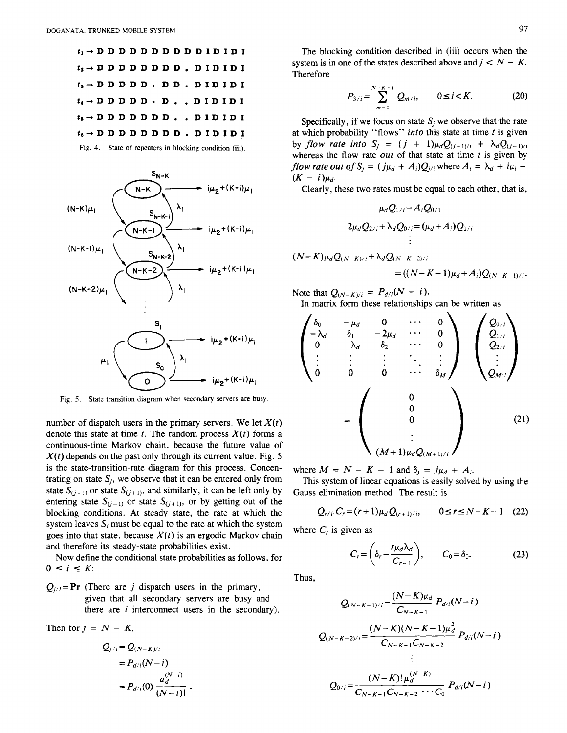$t_1 \rightarrow$ D D D D D D D D D D I D I D I

$t_2 \rightarrow$ D D D D D D D D . D I D I D I

$t_3 \rightarrow$ D D D D D . D D . D I D I D I

$t_4 \rightarrow$ D D D D D . D . . D I D I D I

$t_5 \rightarrow$ D D D D D D D . . D I D I D I

$t_6 \rightarrow$ D D D D D D D D . D I D I D I

Fig. 4. State of repeaters in blocking condition (iii).

Fig. 5. State transition diagram when secondary servers are busy.

number of dispatch users in the primary servers. We let $X(t)$ denote this state at time $t$. The random process $X(t)$ forms a continuous-time Markov chain, because the future value of $X(t)$ depends on the past only through its current value. Fig. 5 is the state-transition-rate diagram for this process. Concentrating on state $S_j$, we observe that it can be entered only from state $S_{(j-1)}$ or state $S_{(j+1)}$, and similarly, it can be left only by entering state $S_{(j-1)}$ or state $S_{(j+1)}$, or by getting out of the blocking conditions. At steady state, the rate at which the system leaves $S_j$ must be equal to the rate at which the system goes into that state, because $X(t)$ is an ergodic Markov chain and therefore its steady-state probabilities exist.

Now define the conditional state probabilities as follows, for $0 \leq i \leq K$:

$Q_{j/i} = \Pr$ (There are $j$ dispatch users in the primary, given that all secondary servers are busy and there are $i$ interconnect users in the secondary).

Then for $j = N - K$,

$$
\begin{aligned}
Q_{j/i} &= Q_{(N-K)/i} \\
&= P_{d/i}(N-i) \\
&= P_{d/i}(0)\frac{a_d^{(N-i)}}{(N-i)!}.
\end{aligned}
$$

The blocking condition described in (iii) occurs when the system is in one of the states described above and $j < N - K$. Therefore

$$P_{3/i} = \sum_{m=0}^{N-K-1} Q_{m/i}, \qquad 0 \leq i < K. \tag{20}$$

Specifically, if we focus on state $S_j$ we observe that the rate at which probability "flows" *into* this state at time $t$ is given by *flow rate into* $S_j = (j+1)\mu_d Q_{(j+1)/i} + \lambda_d Q_{(j-1)/i}$ whereas the flow rate *out* of that state at time $t$ is given by *flow rate out of* $S_j = (j\mu_d + A_i)Q_{j/i}$ where $A_i = \lambda_d + i\mu_i + (K-i)\mu_d$.

Clearly, these two rates must be equal to each other, that is,

$$\mu_d Q_{1/i} = A_i Q_{0/1}$$

$$2\mu_d Q_{2/i} + \lambda_d Q_{0/i} = (\mu_d + A_i)Q_{1/i}$$

$$\vdots$$

$$(N-K)\mu_d Q_{(N-K)/i} + \lambda_d Q_{(N-K-2)/i} = ((N-K-1)\mu_d + A_i)Q_{(N-K-1)/i}.$$

Note that $Q_{(N-K)/i} = P_{d/i}(N-i)$.

In matrix form these relationships can be written as

$$
\begin{pmatrix}
\delta_0 & -\mu_d & 0 & \cdots & 0 \\
-\lambda_d & \delta_1 & -2\mu_d & \cdots & 0 \\
0 & -\lambda_d & \delta_2 & \cdots & 0 \\
\vdots & \vdots & \vdots & \ddots & \vdots \\
0 & 0 & 0 & \cdots & \delta_M
\end{pmatrix}
\begin{pmatrix}
Q_{0/i} \\ Q_{1/i} \\ Q_{2/i} \\ \vdots \\ Q_{M/i}
\end{pmatrix}
=
\begin{pmatrix}
0 \\ 0 \\ 0 \\ \vdots \\ (M+1)\mu_d Q_{(M+1)/i}
\end{pmatrix}
\tag{21}
$$

where $M = N - K - 1$ and $\delta_j = j\mu_d + A_i$.

This system of linear equations is easily solved by using the Gauss elimination method. The result is

$$Q_{r/i} \cdot C_r = (r+1)\mu_d Q_{(r+1)/i}, \qquad 0 \leq r \leq N-K-1 \tag{22}$$

where $C_r$ is given as

$$C_r = \left(\delta_r - \frac{r\mu_d\lambda_d}{C_{r-1}}\right), \qquad C_0 = \delta_0. \tag{23}$$

Thus,

$$Q_{(N-K-1)/i} = \frac{(N-K)\mu_d}{C_{N-K-1}} P_{d/i}(N-i)$$

$$Q_{(N-K-2)/i} = \frac{(N-K)(N-K-1)\mu_d^2}{C_{N-K-1}C_{N-K-2}} P_{d/i}(N-i)$$

$$\vdots$$

$$Q_{0/i} = \frac{(N-K)!\,\mu_d^{(N-K)}}{C_{N-K-1}C_{N-K-2}\cdots C_0} P_{d/i}(N-i)$$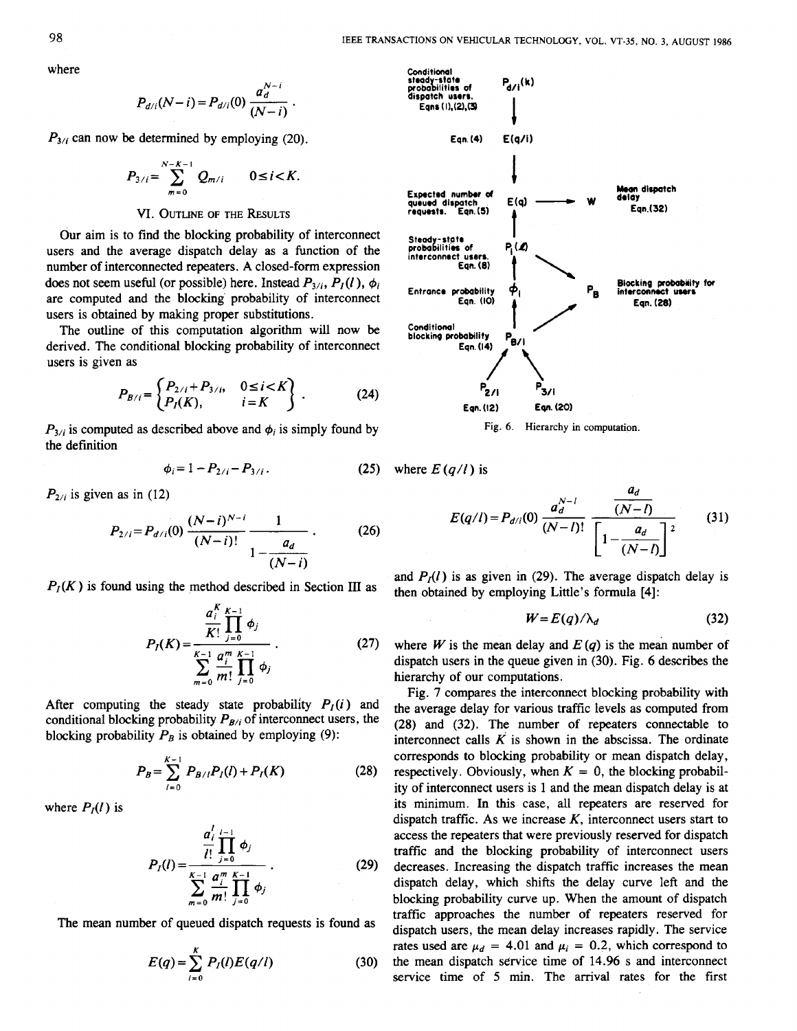where

$$P_{d/i}(N-i) = P_{d/i}(0) \frac{a_d^{N-i}}{(N-i)}.$$

$P_{3/i}$ can now be determined by employing (20).

$$P_{3/i} = \sum_{m=0}^{N-K-1} Q_{m/i} \qquad 0 \le i < K.$$

## VI. Outline of the Results

Our aim is to find the blocking probability of interconnect users and the average dispatch delay as a function of the number of interconnected repeaters. A closed-form expression does not seem useful (or possible) here. Instead $P_{3/i}$, $P_I(l)$, $\phi_i$ are computed and the blocking probability of interconnect users is obtained by making proper substitutions.

The outline of this computation algorithm will now be derived. The conditional blocking probability of interconnect users is given as

$$P_{B/i} = \begin{Bmatrix} P_{2/i} + P_{3/i}, & 0 \le i < K \\ P_I(K), & i = K \end{Bmatrix}. \tag{24}$$

$P_{3/i}$ is computed as described above and $\phi_i$ is simply found by the definition

$$\phi_i = 1 - P_{2/i} - P_{3/i}. \tag{25}$$

$P_{2/i}$ is given as in (12)

$$P_{2/i} = P_{d/i}(0) \frac{(N-i)^{N-i}}{(N-i)!} \frac{1}{1 - \dfrac{a_d}{(N-i)}}. \tag{26}$$

$P_I(K)$ is found using the method described in Section III as

$$P_I(K) = \frac{\dfrac{a_i^K}{K!} \displaystyle\prod_{j=0}^{K-1} \phi_j}{\displaystyle\sum_{m=0}^{K-1} \frac{a_i^m}{m!} \prod_{j=0}^{K-1} \phi_j}. \tag{27}$$

After computing the steady state probability $P_I(i)$ and conditional blocking probability $P_{B/i}$ of interconnect users, the blocking probability $P_B$ is obtained by employing (9):

$$P_B = \sum_{l=0}^{K-1} P_{B/l} P_I(l) + P_I(K) \tag{28}$$

where $P_I(l)$ is

$$P_I(l) = \frac{\dfrac{a_i^l}{l!} \displaystyle\prod_{j=0}^{l-1} \phi_j}{\displaystyle\sum_{m=0}^{K-1} \frac{a_i^m}{m!} \prod_{j=0}^{K-1} \phi_j}. \tag{29}$$

The mean number of queued dispatch requests is found as

$$E(q) = \sum_{l=0}^{K} P_I(l) E(q/l) \tag{30}$$

Conditional steady-state probabilities of dispatch users. Eqns (1),(2),(3) — $P_{d/i}(k)$

Eqn.(4) — $E(q/l)$

Expected number of queued dispatch requests. Eqn.(5) — $E(q)$ → $W$ — Mean dispatch delay Eqn.(32)

Steady-state probabilities of interconnect users. Eqn.(8) — $P_I(l)$

Entrance probability Eqn.(10) — $\phi_i$

$P_B$ — Blocking probability for interconnect users Eqn.(28)

Conditional blocking probability Eqn.(14) — $P_{B/i}$

$P_{2/i}$ Eqn.(12) — $P_{3/i}$ Eqn.(20)

Fig. 6. Hierarchy in computation.

where $E(q/l)$ is

$$E(q/l) = P_{d/l}(0) \frac{a_d^{N-l}}{(N-l)!} \frac{\dfrac{a_d}{(N-l)}}{\left[1 - \dfrac{a_d}{(N-l)}\right]^2} \tag{31}$$

and $P_I(l)$ is as given in (29). The average dispatch delay is then obtained by employing Little's formula [4]:

$$W = E(q)/\lambda_d \tag{32}$$

where $W$ is the mean delay and $E(q)$ is the mean number of dispatch users in the queue given in (30). Fig. 6 describes the hierarchy of our computations.

Fig. 7 compares the interconnect blocking probability with the average delay for various traffic levels as computed from (28) and (32). The number of repeaters connectable to interconnect calls $K$ is shown in the abscissa. The ordinate corresponds to blocking probability or mean dispatch delay, respectively. Obviously, when $K = 0$, the blocking probability of interconnect users is 1 and the mean dispatch delay is at its minimum. In this case, all repeaters are reserved for dispatch traffic. As we increase $K$, interconnect users start to access the repeaters that were previously reserved for dispatch traffic and the blocking probability of interconnect users decreases. Increasing the dispatch traffic increases the mean dispatch delay, which shifts the delay curve left and the blocking probability curve up. When the amount of dispatch traffic approaches the number of repeaters reserved for dispatch users, the mean delay increases rapidly. The service rates used are $\mu_d = 4.01$ and $\mu_i = 0.2$, which correspond to the mean dispatch service time of 14.96 s and interconnect service time of 5 min. The arrival rates for the first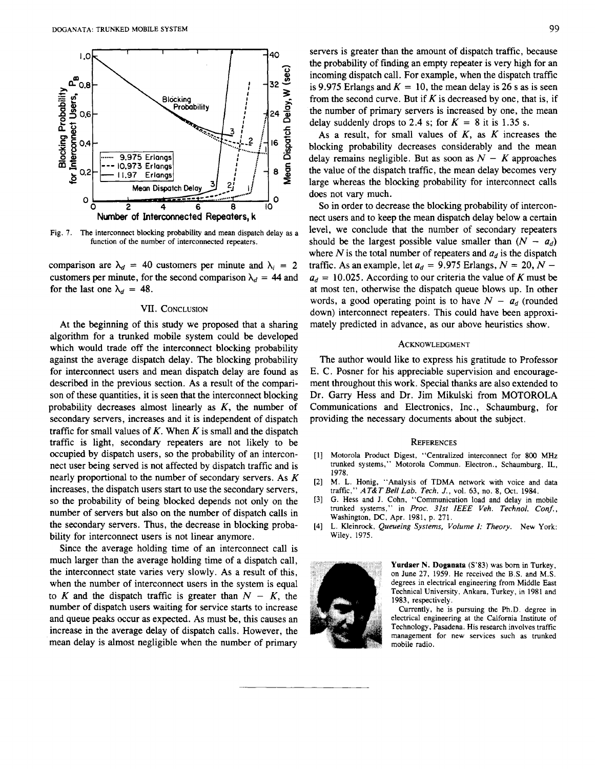1.0

0.8

0.6

0.4

0.2

0

$P_B$

Blocking Probability for Interconnect Users, $P_B$

Blocking Probability

3

2

1

9.975 Erlangs

10.973 Erlangs

11.97 Erlangs

Mean Dispatch Delay

3

2

1

40

32

24

16

8

0

Mean Dispatch Delay, W (sec)

0 2 4 6 8 10

Number of Interconnected Repeaters, k

Fig. 7. The interconnect blocking probability and mean dispatch delay as a function of the number of interconnected repeaters.

comparison are $\lambda_d = 40$ customers per minute and $\lambda_i = 2$ customers per minute, for the second comparison $\lambda_d = 44$ and for the last one $\lambda_d = 48$.

## VII. Conclusion

At the beginning of this study we proposed that a sharing algorithm for a trunked mobile system could be developed which would trade off the interconnect blocking probability against the average dispatch delay. The blocking probability for interconnect users and mean dispatch delay are found as described in the previous section. As a result of the comparison of these quantities, it is seen that the interconnect blocking probability decreases almost linearly as $K$, the number of secondary servers, increases and it is independent of dispatch traffic for small values of $K$. When $K$ is small and the dispatch traffic is light, secondary repeaters are not likely to be occupied by dispatch users, so the probability of an interconnect user being served is not affected by dispatch traffic and is nearly proportional to the number of secondary servers. As $K$ increases, the dispatch users start to use the secondary servers, so the probability of being blocked depends not only on the number of servers but also on the number of dispatch calls in the secondary servers. Thus, the decrease in blocking probability for interconnect users is not linear anymore.

Since the average holding time of an interconnect call is much larger than the average holding time of a dispatch call, the interconnect state varies very slowly. As a result of this, when the number of interconnect users in the system is equal to $K$ and the dispatch traffic is greater than $N - K$, the number of dispatch users waiting for service starts to increase and queue peaks occur as expected. As must be, this causes an increase in the average delay of dispatch calls. However, the mean delay is almost negligible when the number of primary servers is greater than the amount of dispatch traffic, because the probability of finding an empty repeater is very high for an incoming dispatch call. For example, when the dispatch traffic is 9.975 Erlangs and $K = 10$, the mean delay is 26 s as is seen from the second curve. But if $K$ is decreased by one, that is, if the number of primary servers is increased by one, the mean delay suddenly drops to 2.4 s; for $K = 8$ it is 1.35 s.

As a result, for small values of $K$, as $K$ increases the blocking probability decreases considerably and the mean delay remains negligible. But as soon as $N - K$ approaches the value of the dispatch traffic, the mean delay becomes very large whereas the blocking probability for interconnect calls does not vary much.

So in order to decrease the blocking probability of interconnect users and to keep the mean dispatch delay below a certain level, we conclude that the number of secondary repeaters should be the largest possible value smaller than $(N - a_d)$ where $N$ is the total number of repeaters and $a_d$ is the dispatch traffic. As an example, let $a_d = 9.975$ Erlangs, $N = 20$, $N - a_d = 10.025$. According to our criteria the value of $K$ must be at most ten, otherwise the dispatch queue blows up. In other words, a good operating point is to have $N - a_d$ (rounded down) interconnect repeaters. This could have been approximately predicted in advance, as our above heuristics show.

## Acknowledgment

The author would like to express his gratitude to Professor E. C. Posner for his appreciable supervision and encouragement throughout this work. Special thanks are also extended to Dr. Garry Hess and Dr. Jim Mikulski from MOTOROLA Communications and Electronics, Inc., Schaumburg, for providing the necessary documents about the subject.

## References

[1] Motorola Product Digest, "Centralized interconnect for 800 MHz trunked systems," Motorola Commun. Electron., Schaumburg, IL, 1978.

[2] M. L. Honig, "Analysis of TDMA network with voice and data traffic," *AT&T Bell Lab. Tech. J.*, vol. 63, no. 8, Oct. 1984.

[3] G. Hess and J. Cohn, "Communication load and delay in mobile trunked systems," in *Proc. 31st IEEE Veh. Technol. Conf.*, Washington, DC, Apr. 1981, p. 271.

[4] L. Kleinrock, *Queueing Systems, Volume I: Theory*. New York: Wiley, 1975.

**Yurdaer N. Doganata** (S'83) was born in Turkey, on June 27, 1959. He received the B.S. and M.S. degrees in electrical engineering from Middle East Technical University, Ankara, Turkey, in 1981 and 1983, respectively.

Currently, he is pursuing the Ph.D. degree in electrical engineering at the Calfornia Institute of Technology, Pasadena. His research involves traffic management for new services such as trunked mobile radio.